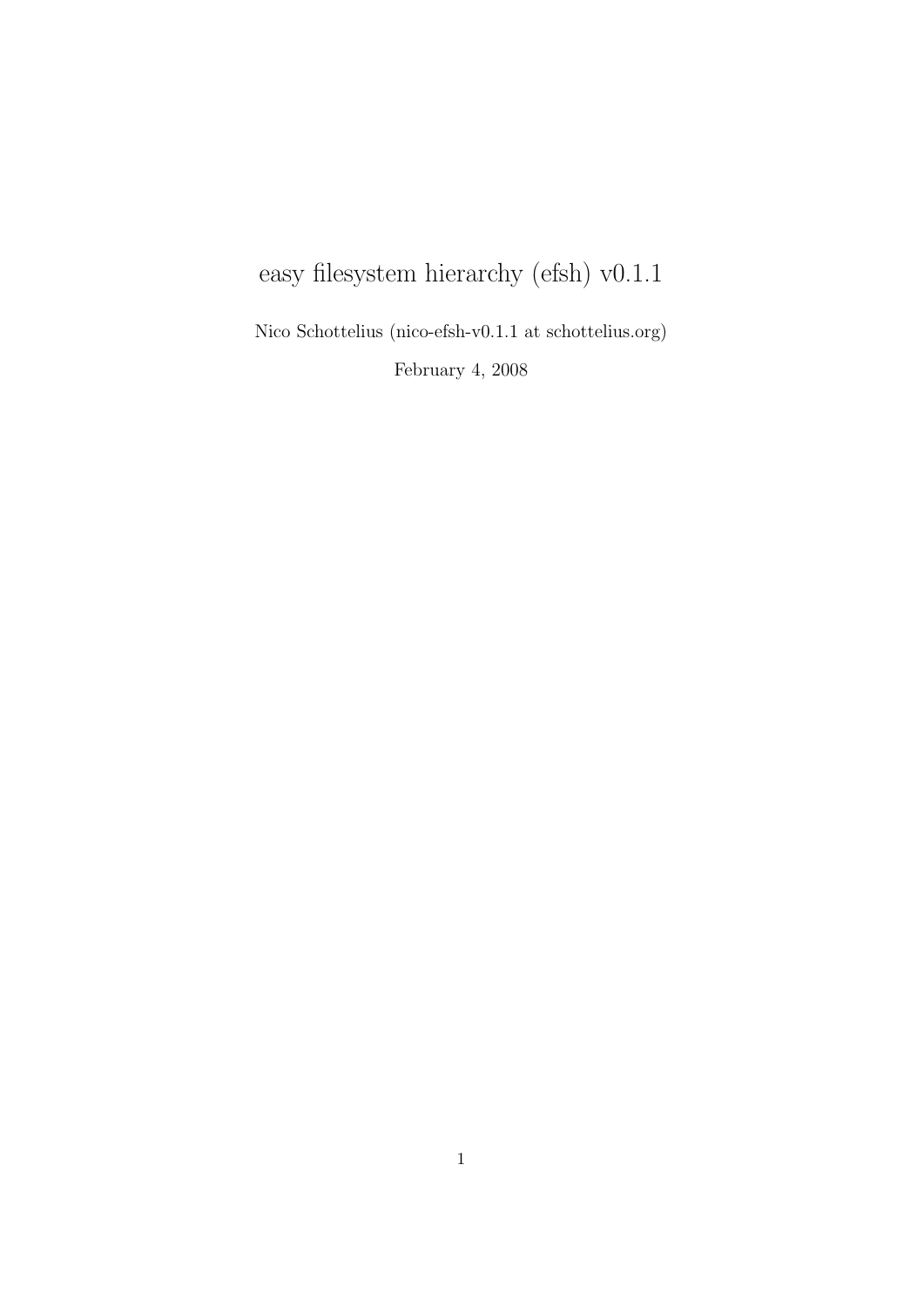# easy filesystem hierarchy (efsh) v0.1.1

Nico Schottelius (nico-efsh-v0.1.1 at schottelius.org)

February 4, 2008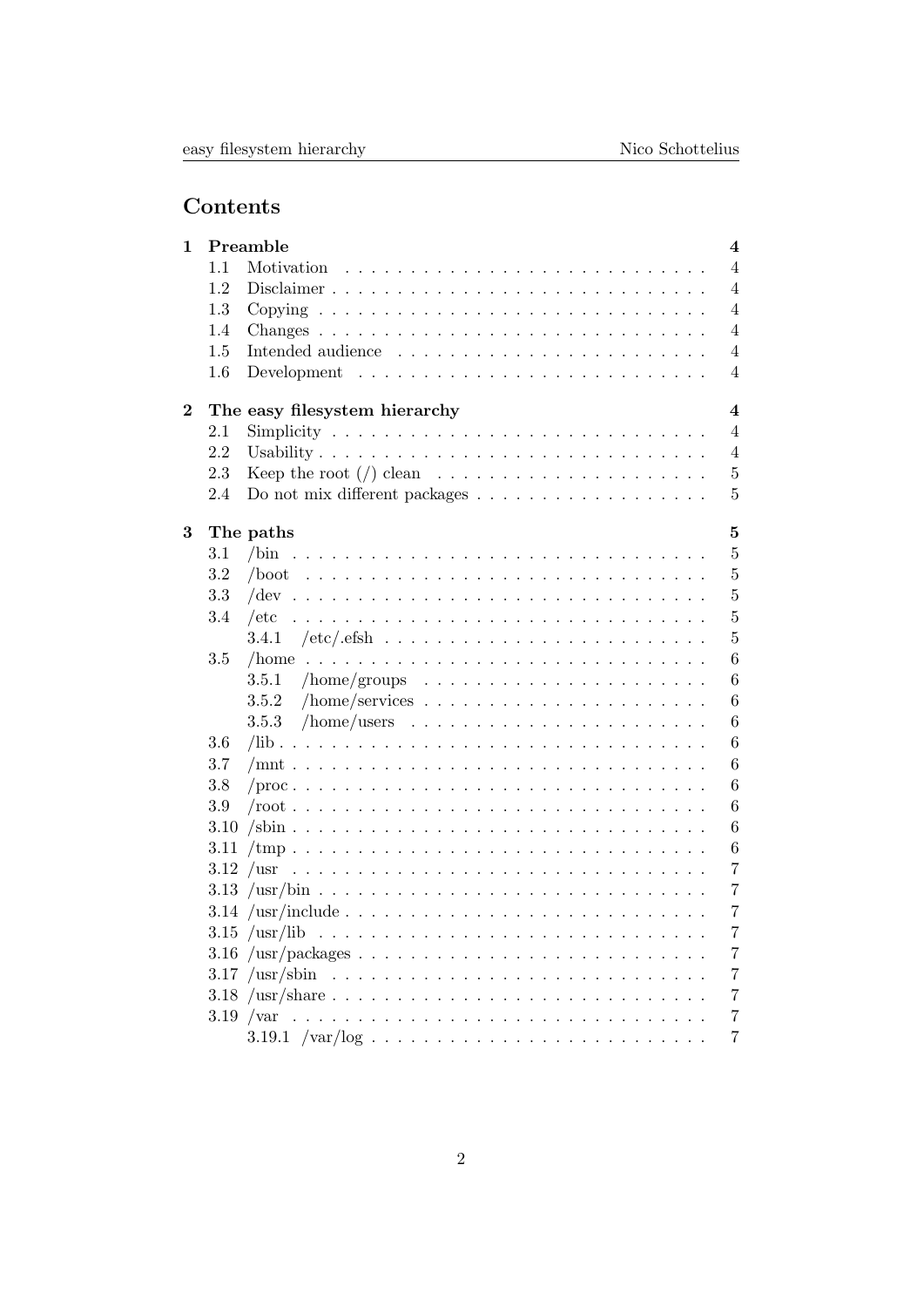# Contents

- **1 Preamble** — 4
  - 1.1 Motivation — 4
  - 1.2 Disclaimer — 4
  - 1.3 Copying — 4
  - 1.4 Changes — 4
  - 1.5 Intended audience — 4
  - 1.6 Development — 4
- **2 The easy filesystem hierarchy** — 4
  - 2.1 Simplicity — 4
  - 2.2 Usability — 4
  - 2.3 Keep the root (/) clean — 5
  - 2.4 Do not mix different packages — 5
- **3 The paths** — 5
  - 3.1 /bin — 5
  - 3.2 /boot — 5
  - 3.3 /dev — 5
  - 3.4 /etc — 5
    - 3.4.1 /etc/.efsh — 5
  - 3.5 /home — 6
    - 3.5.1 /home/groups — 6
    - 3.5.2 /home/services — 6
    - 3.5.3 /home/users — 6
  - 3.6 /lib — 6
  - 3.7 /mnt — 6
  - 3.8 /proc — 6
  - 3.9 /root — 6
  - 3.10 /sbin — 6
  - 3.11 /tmp — 6
  - 3.12 /usr — 7
  - 3.13 /usr/bin — 7
  - 3.14 /usr/include — 7
  - 3.15 /usr/lib — 7
  - 3.16 /usr/packages — 7
  - 3.17 /usr/sbin — 7
  - 3.18 /usr/share — 7
  - 3.19 /var — 7
    - 3.19.1 /var/log — 7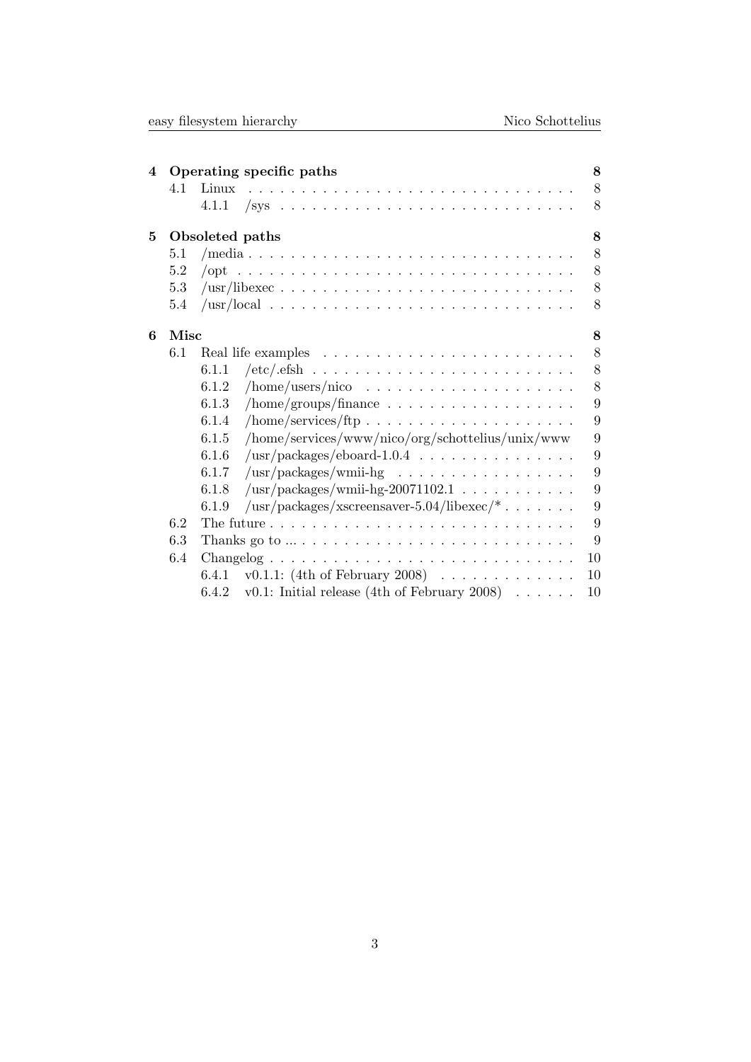| | | | |
|---|---|---|---|
| **4** | **Operating specific paths** | | **8** |
| | 4.1 | Linux | 8 |
| | | 4.1.1 /sys | 8 |
| **5** | **Obsoleted paths** | | **8** |
| | 5.1 | /media | 8 |
| | 5.2 | /opt | 8 |
| | 5.3 | /usr/libexec | 8 |
| | 5.4 | /usr/local | 8 |
| **6** | **Misc** | | **8** |
| | 6.1 | Real life examples | 8 |
| | | 6.1.1 /etc/.efsh | 8 |
| | | 6.1.2 /home/users/nico | 8 |
| | | 6.1.3 /home/groups/finance | 9 |
| | | 6.1.4 /home/services/ftp | 9 |
| | | 6.1.5 /home/services/www/nico/org/schottelius/unix/www | 9 |
| | | 6.1.6 /usr/packages/eboard-1.0.4 | 9 |
| | | 6.1.7 /usr/packages/wmii-hg | 9 |
| | | 6.1.8 /usr/packages/wmii-hg-20071102.1 | 9 |
| | | 6.1.9 /usr/packages/xscreensaver-5.04/libexec/* | 9 |
| | 6.2 | The future | 9 |
| | 6.3 | Thanks go to ... | 9 |
| | 6.4 | Changelog | 10 |
| | | 6.4.1 v0.1.1: (4th of February 2008) | 10 |
| | | 6.4.2 v0.1: Initial release (4th of February 2008) | 10 |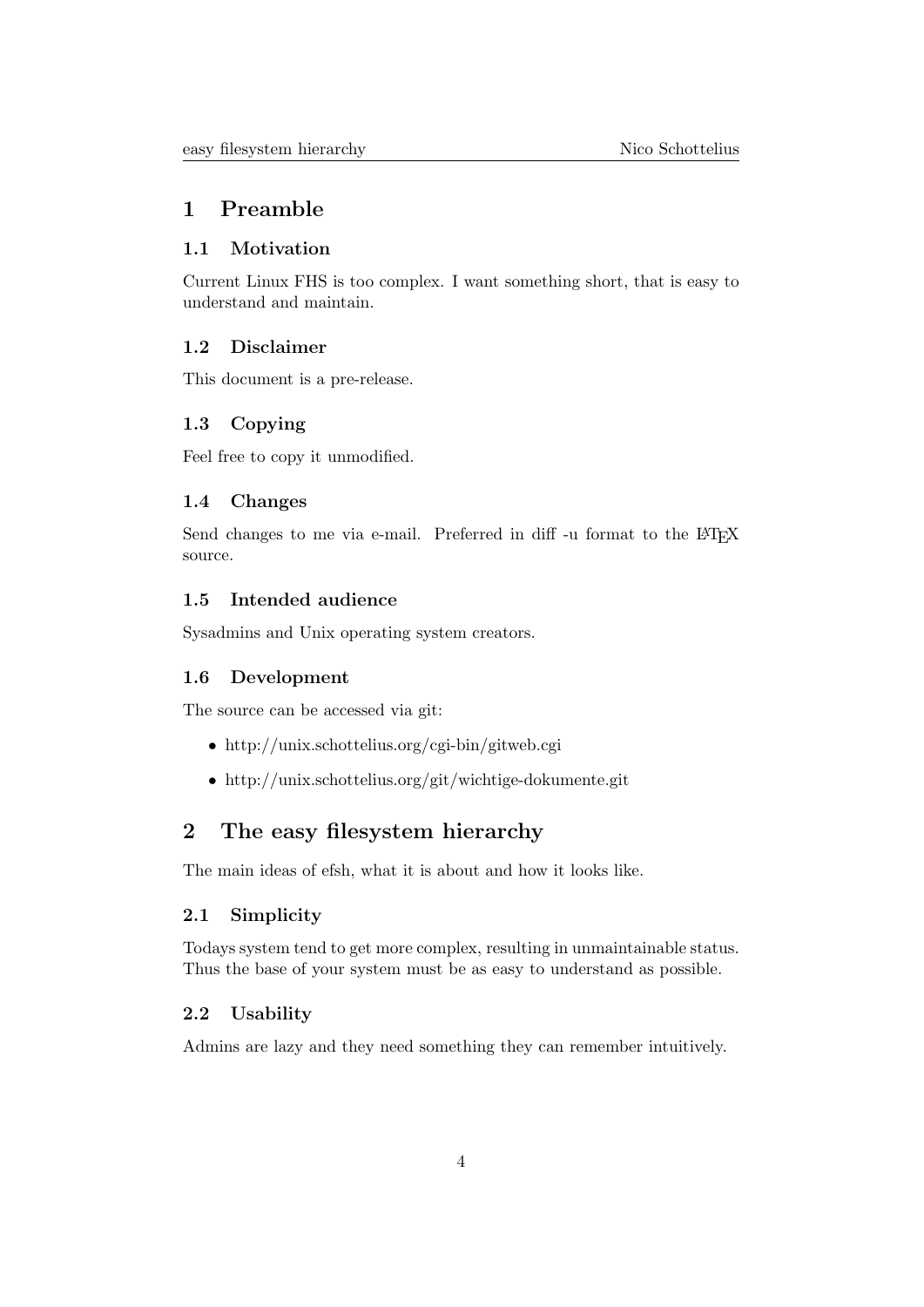# 1 Preamble

## 1.1 Motivation

Current Linux FHS is too complex. I want something short, that is easy to understand and maintain.

## 1.2 Disclaimer

This document is a pre-release.

## 1.3 Copying

Feel free to copy it unmodified.

## 1.4 Changes

Send changes to me via e-mail. Preferred in diff -u format to the LaTeX source.

## 1.5 Intended audience

Sysadmins and Unix operating system creators.

## 1.6 Development

The source can be accessed via git:

- http://unix.schottelius.org/cgi-bin/gitweb.cgi
- http://unix.schottelius.org/git/wichtige-dokumente.git

# 2 The easy filesystem hierarchy

The main ideas of efsh, what it is about and how it looks like.

## 2.1 Simplicity

Todays system tend to get more complex, resulting in unmaintainable status. Thus the base of your system must be as easy to understand as possible.

## 2.2 Usability

Admins are lazy and they need something they can remember intuitively.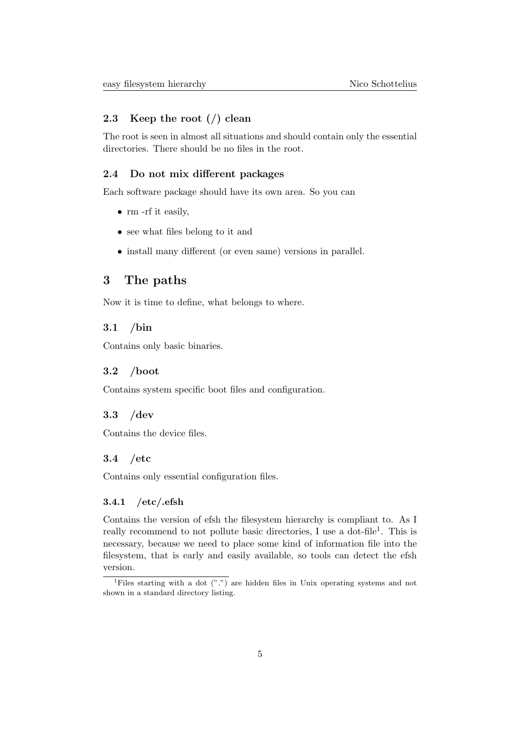### 2.3 Keep the root (/) clean

The root is seen in almost all situations and should contain only the essential directories. There should be no files in the root.

### 2.4 Do not mix different packages

Each software package should have its own area. So you can

- rm -rf it easily,
- see what files belong to it and
- install many different (or even same) versions in parallel.

## 3 The paths

Now it is time to define, what belongs to where.

### 3.1 /bin

Contains only basic binaries.

### 3.2 /boot

Contains system specific boot files and configuration.

### 3.3 /dev

Contains the device files.

### 3.4 /etc

Contains only essential configuration files.

#### 3.4.1 /etc/.efsh

Contains the version of efsh the filesystem hierarchy is compliant to. As I really recommend to not pollute basic directories, I use a dot-file[1]. This is necessary, because we need to place some kind of information file into the filesystem, that is early and easily available, so tools can detect the efsh version.

[1] Files starting with a dot (".") are hidden files in Unix operating systems and not shown in a standard directory listing.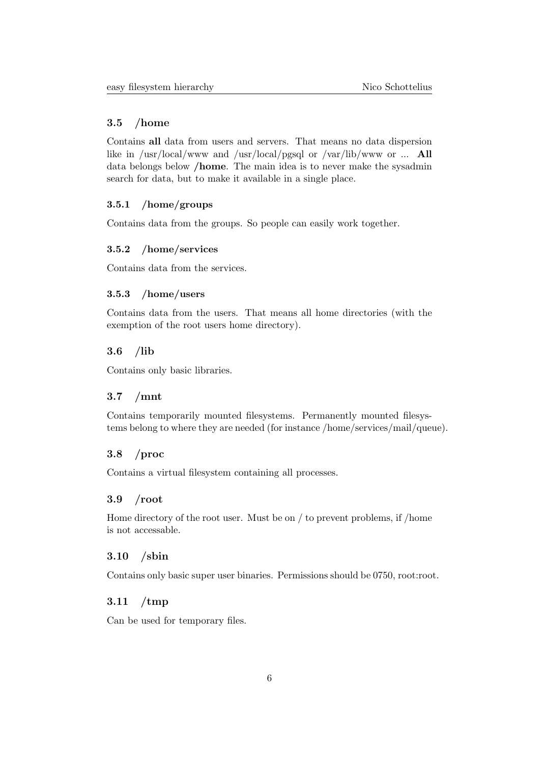## 3.5 /home

Contains **all** data from users and servers. That means no data dispersion like in /usr/local/www and /usr/local/pgsql or /var/lib/www or ... **All** data belongs below **/home**. The main idea is to never make the sysadmin search for data, but to make it available in a single place.

### 3.5.1 /home/groups

Contains data from the groups. So people can easily work together.

### 3.5.2 /home/services

Contains data from the services.

### 3.5.3 /home/users

Contains data from the users. That means all home directories (with the exemption of the root users home directory).

## 3.6 /lib

Contains only basic libraries.

## 3.7 /mnt

Contains temporarily mounted filesystems. Permanently mounted filesystems belong to where they are needed (for instance /home/services/mail/queue).

## 3.8 /proc

Contains a virtual filesystem containing all processes.

## 3.9 /root

Home directory of the root user. Must be on / to prevent problems, if /home is not accessable.

## 3.10 /sbin

Contains only basic super user binaries. Permissions should be 0750, root:root.

## 3.11 /tmp

Can be used for temporary files.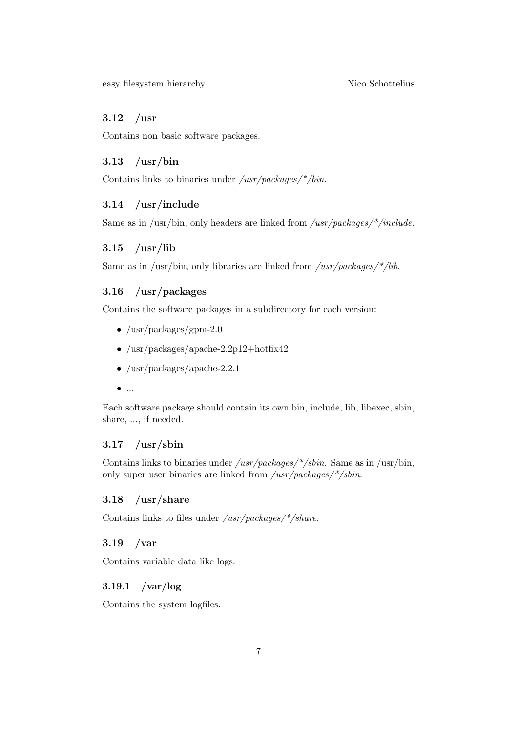## 3.12 /usr

Contains non basic software packages.

## 3.13 /usr/bin

Contains links to binaries under */usr/packages/*/bin*.

## 3.14 /usr/include

Same as in /usr/bin, only headers are linked from */usr/packages/*/include*.

## 3.15 /usr/lib

Same as in /usr/bin, only libraries are linked from */usr/packages/*/lib*.

## 3.16 /usr/packages

Contains the software packages in a subdirectory for each version:

- /usr/packages/gpm-2.0
- /usr/packages/apache-2.2p12+hotfix42
- /usr/packages/apache-2.2.1
- ...

Each software package should contain its own bin, include, lib, libexec, sbin, share, ..., if needed.

## 3.17 /usr/sbin

Contains links to binaries under */usr/packages/*/sbin*. Same as in /usr/bin, only super user binaries are linked from */usr/packages/*/sbin*.

## 3.18 /usr/share

Contains links to files under */usr/packages/*/share*.

## 3.19 /var

Contains variable data like logs.

### 3.19.1 /var/log

Contains the system logfiles.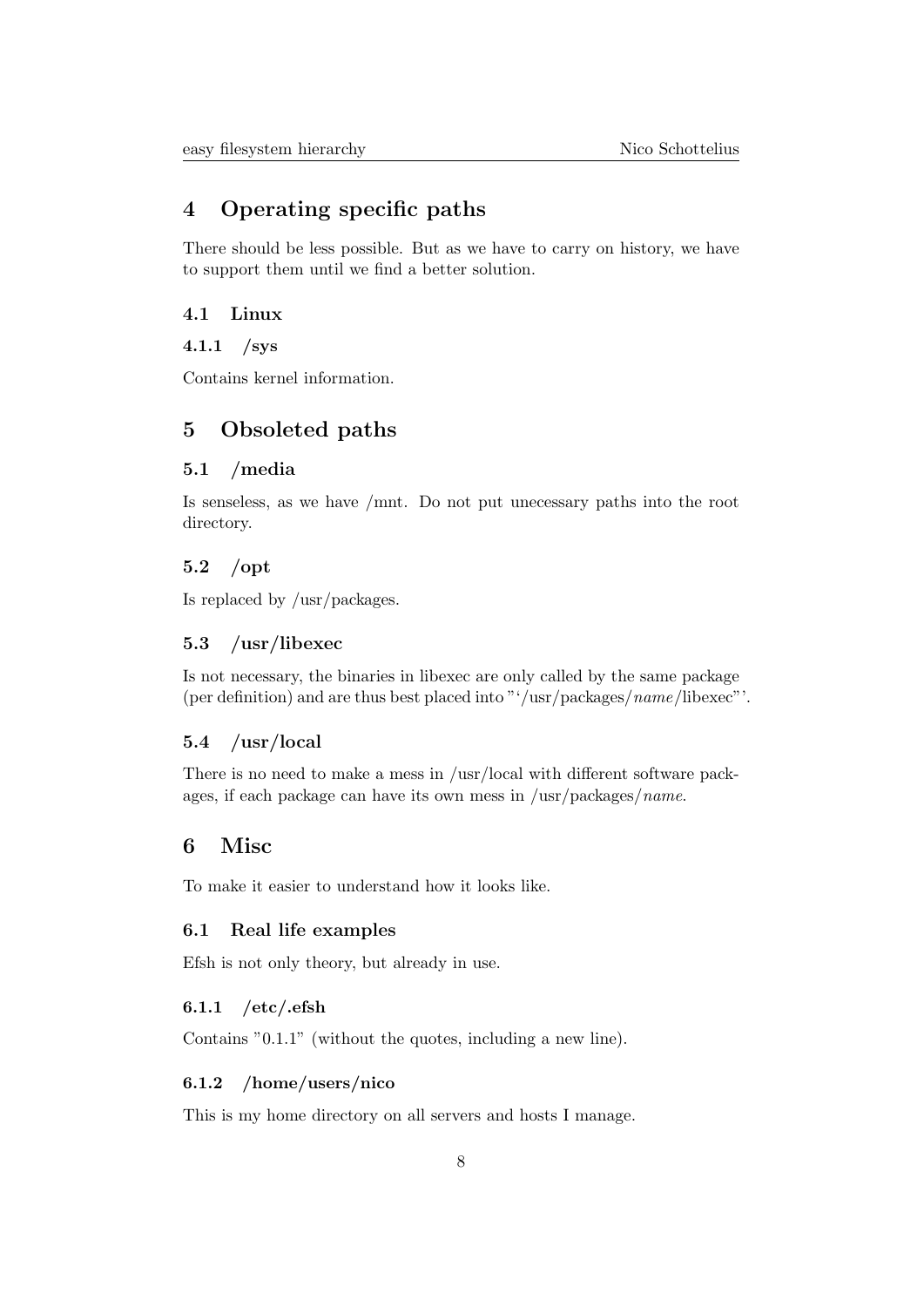# 4 Operating specific paths

There should be less possible. But as we have to carry on history, we have to support them until we find a better solution.

## 4.1 Linux

### 4.1.1 /sys

Contains kernel information.

# 5 Obsoleted paths

## 5.1 /media

Is senseless, as we have /mnt. Do not put unecessary paths into the root directory.

## 5.2 /opt

Is replaced by /usr/packages.

## 5.3 /usr/libexec

Is not necessary, the binaries in libexec are only called by the same package (per definition) and are thus best placed into "'/usr/packages/*name*/libexec"'.

## 5.4 /usr/local

There is no need to make a mess in /usr/local with different software packages, if each package can have its own mess in /usr/packages/*name*.

# 6 Misc

To make it easier to understand how it looks like.

## 6.1 Real life examples

Efsh is not only theory, but already in use.

### 6.1.1 /etc/.efsh

Contains "0.1.1" (without the quotes, including a new line).

### 6.1.2 /home/users/nico

This is my home directory on all servers and hosts I manage.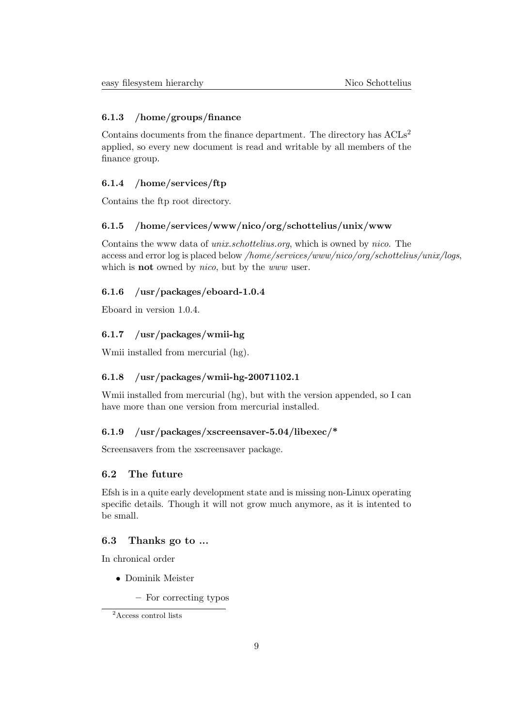### 6.1.3 /home/groups/finance

Contains documents from the finance department. The directory has ACLs[2] applied, so every new document is read and writable by all members of the finance group.

### 6.1.4 /home/services/ftp

Contains the ftp root directory.

### 6.1.5 /home/services/www/nico/org/schottelius/unix/www

Contains the www data of *unix.schottelius.org*, which is owned by *nico*. The access and error log is placed below */home/services/www/nico/org/schottelius/unix/logs*, which is **not** owned by *nico*, but by the *www* user.

### 6.1.6 /usr/packages/eboard-1.0.4

Eboard in version 1.0.4.

### 6.1.7 /usr/packages/wmii-hg

Wmii installed from mercurial (hg).

### 6.1.8 /usr/packages/wmii-hg-20071102.1

Wmii installed from mercurial (hg), but with the version appended, so I can have more than one version from mercurial installed.

### 6.1.9 /usr/packages/xscreensaver-5.04/libexec/*

Screensavers from the xscreensaver package.

## 6.2 The future

Efsh is in a quite early development state and is missing non-Linux operating specific details. Though it will not grow much anymore, as it is intented to be small.

## 6.3 Thanks go to ...

In chronical order

- Dominik Meister
  - For correcting typos

[2] Access control lists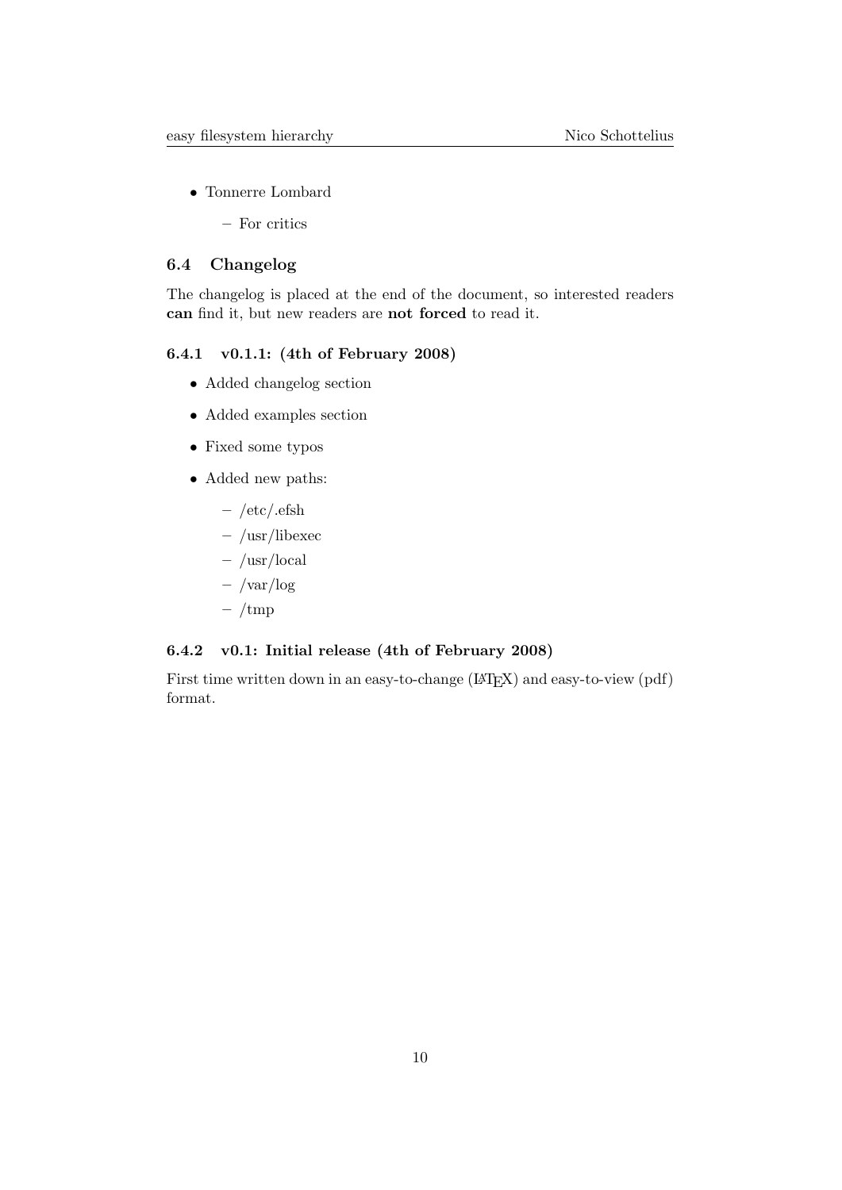- Tonnerre Lombard
  - For critics

### 6.4 Changelog

The changelog is placed at the end of the document, so interested readers **can** find it, but new readers are **not forced** to read it.

#### 6.4.1 v0.1.1: (4th of February 2008)

- Added changelog section
- Added examples section
- Fixed some typos
- Added new paths:
  - /etc/.efsh
  - /usr/libexec
  - /usr/local
  - /var/log
  - /tmp

#### 6.4.2 v0.1: Initial release (4th of February 2008)

First time written down in an easy-to-change (LaTeX) and easy-to-view (pdf) format.